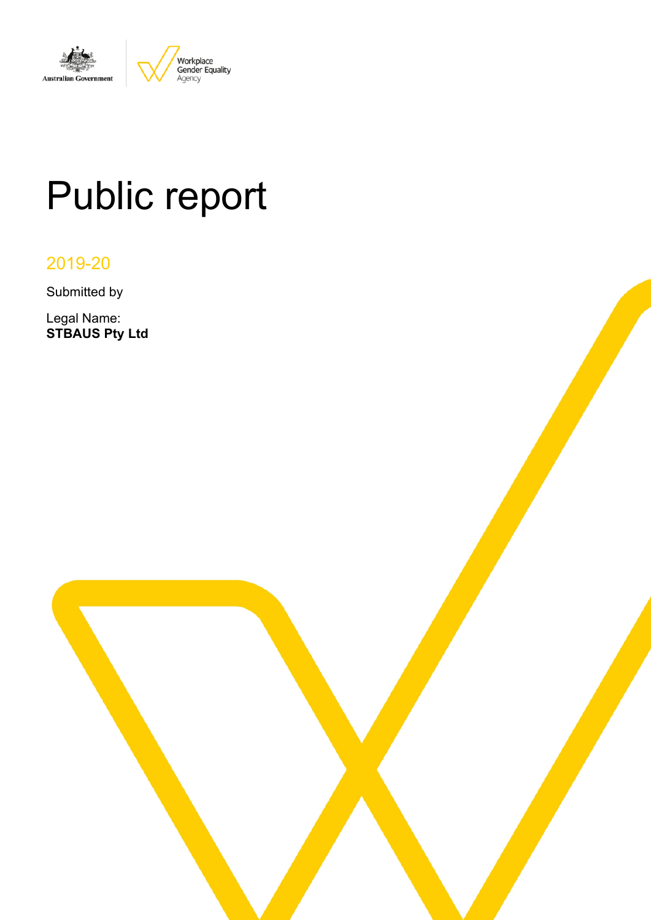Australian Government | Workplace Gender Equality Agency

# Public report

2019-20

Submitted by

Legal Name:
**STBAUS Pty Ltd**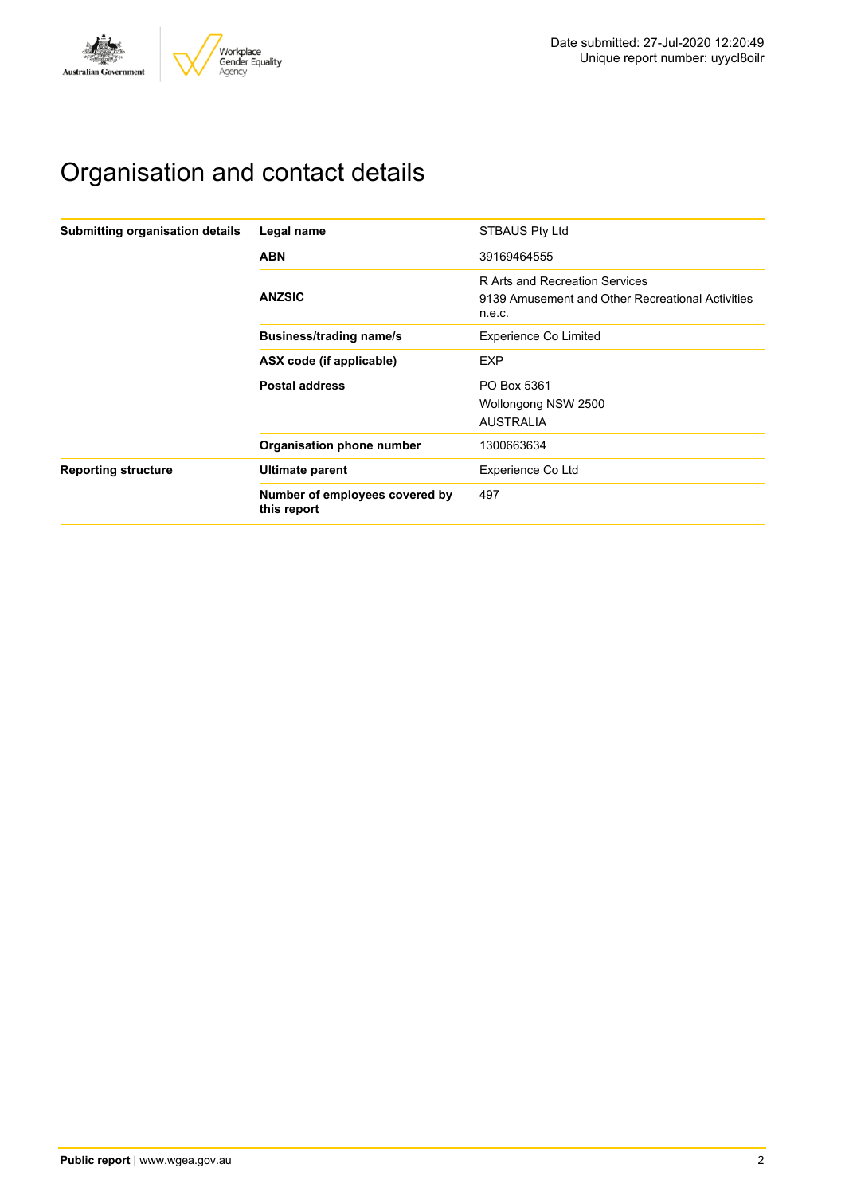Date submitted: 27-Jul-2020 12:20:49
Unique report number: uyycl8oilr

# Organisation and contact details

| | | |
|---|---|---|
| **Submitting organisation details** | **Legal name** | STBAUS Pty Ltd |
| | **ABN** | 39169464555 |
| | **ANZSIC** | R Arts and Recreation Services<br>9139 Amusement and Other Recreational Activities n.e.c. |
| | **Business/trading name/s** | Experience Co Limited |
| | **ASX code (if applicable)** | EXP |
| | **Postal address** | PO Box 5361<br>Wollongong NSW 2500<br>AUSTRALIA |
| | **Organisation phone number** | 1300663634 |
| **Reporting structure** | **Ultimate parent** | Experience Co Ltd |
| | **Number of employees covered by this report** | 497 |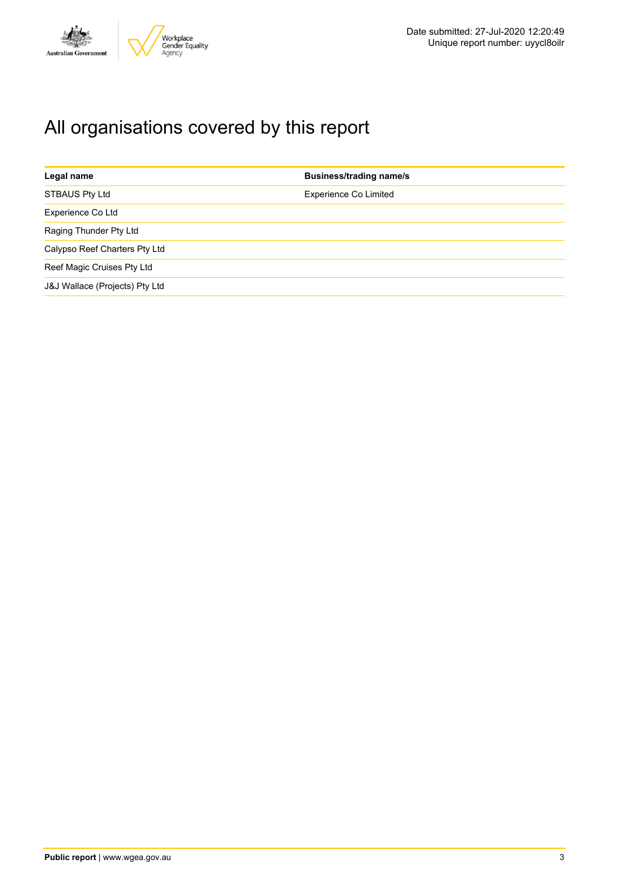# All organisations covered by this report

| Legal name | Business/trading name/s |
| --- | --- |
| STBAUS Pty Ltd | Experience Co Limited |
| Experience Co Ltd | |
| Raging Thunder Pty Ltd | |
| Calypso Reef Charters Pty Ltd | |
| Reef Magic Cruises Pty Ltd | |
| J&J Wallace (Projects) Pty Ltd | |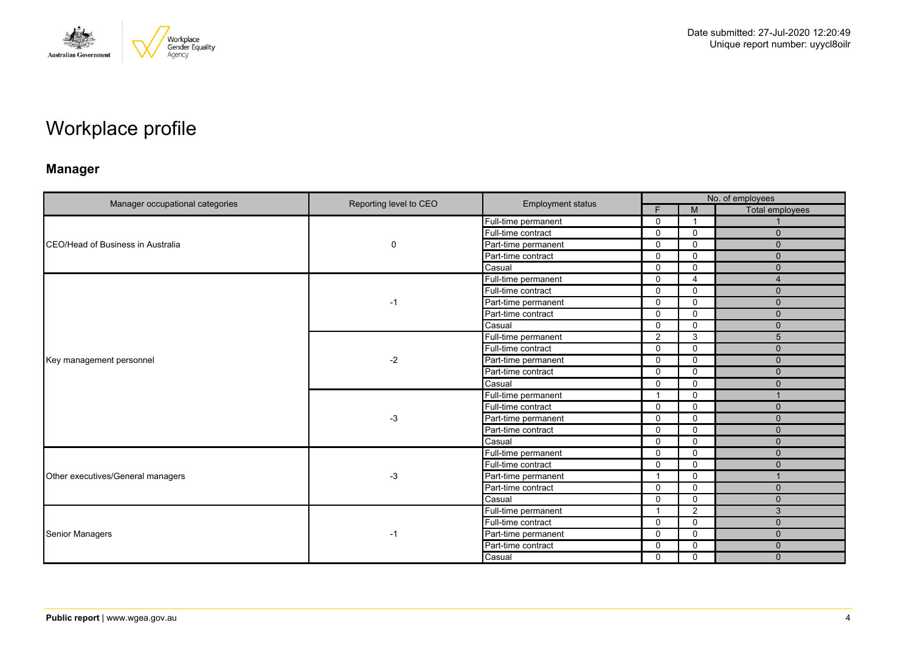Date submitted: 27-Jul-2020 12:20:49
Unique report number: uyycl8oilr

# Workplace profile

## Manager

| Manager occupational categories | Reporting level to CEO | Employment status | No. of employees | | |
|---|---|---|---|---|---|
| | | | F | M | Total employees |
| CEO/Head of Business in Australia | 0 | Full-time permanent | 0 | 1 | 1 |
| | | Full-time contract | 0 | 0 | 0 |
| | | Part-time permanent | 0 | 0 | 0 |
| | | Part-time contract | 0 | 0 | 0 |
| | | Casual | 0 | 0 | 0 |
| Key management personnel | -1 | Full-time permanent | 0 | 4 | 4 |
| | | Full-time contract | 0 | 0 | 0 |
| | | Part-time permanent | 0 | 0 | 0 |
| | | Part-time contract | 0 | 0 | 0 |
| | | Casual | 0 | 0 | 0 |
| | -2 | Full-time permanent | 2 | 3 | 5 |
| | | Full-time contract | 0 | 0 | 0 |
| | | Part-time permanent | 0 | 0 | 0 |
| | | Part-time contract | 0 | 0 | 0 |
| | | Casual | 0 | 0 | 0 |
| | -3 | Full-time permanent | 1 | 0 | 1 |
| | | Full-time contract | 0 | 0 | 0 |
| | | Part-time permanent | 0 | 0 | 0 |
| | | Part-time contract | 0 | 0 | 0 |
| | | Casual | 0 | 0 | 0 |
| Other executives/General managers | -3 | Full-time permanent | 0 | 0 | 0 |
| | | Full-time contract | 0 | 0 | 0 |
| | | Part-time permanent | 1 | 0 | 1 |
| | | Part-time contract | 0 | 0 | 0 |
| | | Casual | 0 | 0 | 0 |
| Senior Managers | -1 | Full-time permanent | 1 | 2 | 3 |
| | | Full-time contract | 0 | 0 | 0 |
| | | Part-time permanent | 0 | 0 | 0 |
| | | Part-time contract | 0 | 0 | 0 |
| | | Casual | 0 | 0 | 0 |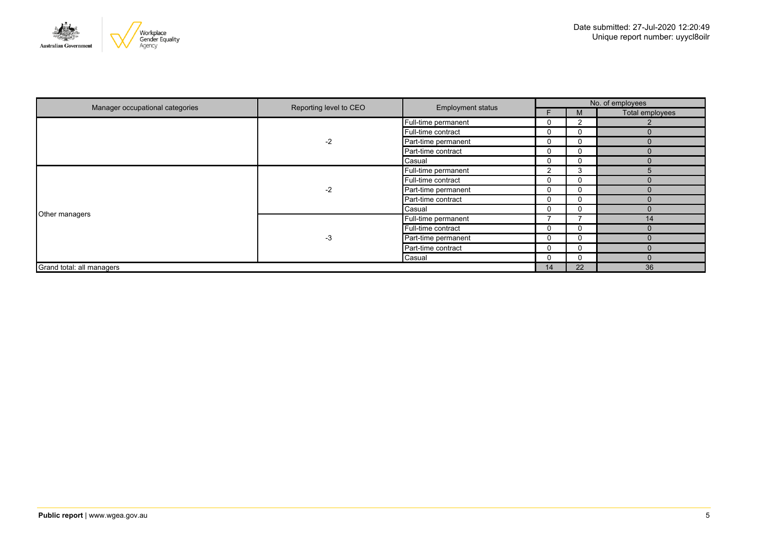Date submitted: 27-Jul-2020 12:20:49
Unique report number: uyycl8oilr

| Manager occupational categories | Reporting level to CEO | Employment status | No. of employees | | |
|---|---|---|---|---|---|
| | | | F | M | Total employees |
| | -2 | Full-time permanent | 0 | 2 | 2 |
| | | Full-time contract | 0 | 0 | 0 |
| | | Part-time permanent | 0 | 0 | 0 |
| | | Part-time contract | 0 | 0 | 0 |
| | | Casual | 0 | 0 | 0 |
| Other managers | -2 | Full-time permanent | 2 | 3 | 5 |
| | | Full-time contract | 0 | 0 | 0 |
| | | Part-time permanent | 0 | 0 | 0 |
| | | Part-time contract | 0 | 0 | 0 |
| | | Casual | 0 | 0 | 0 |
| | -3 | Full-time permanent | 7 | 7 | 14 |
| | | Full-time contract | 0 | 0 | 0 |
| | | Part-time permanent | 0 | 0 | 0 |
| | | Part-time contract | 0 | 0 | 0 |
| | | Casual | 0 | 0 | 0 |
| Grand total: all managers | | | 14 | 22 | 36 |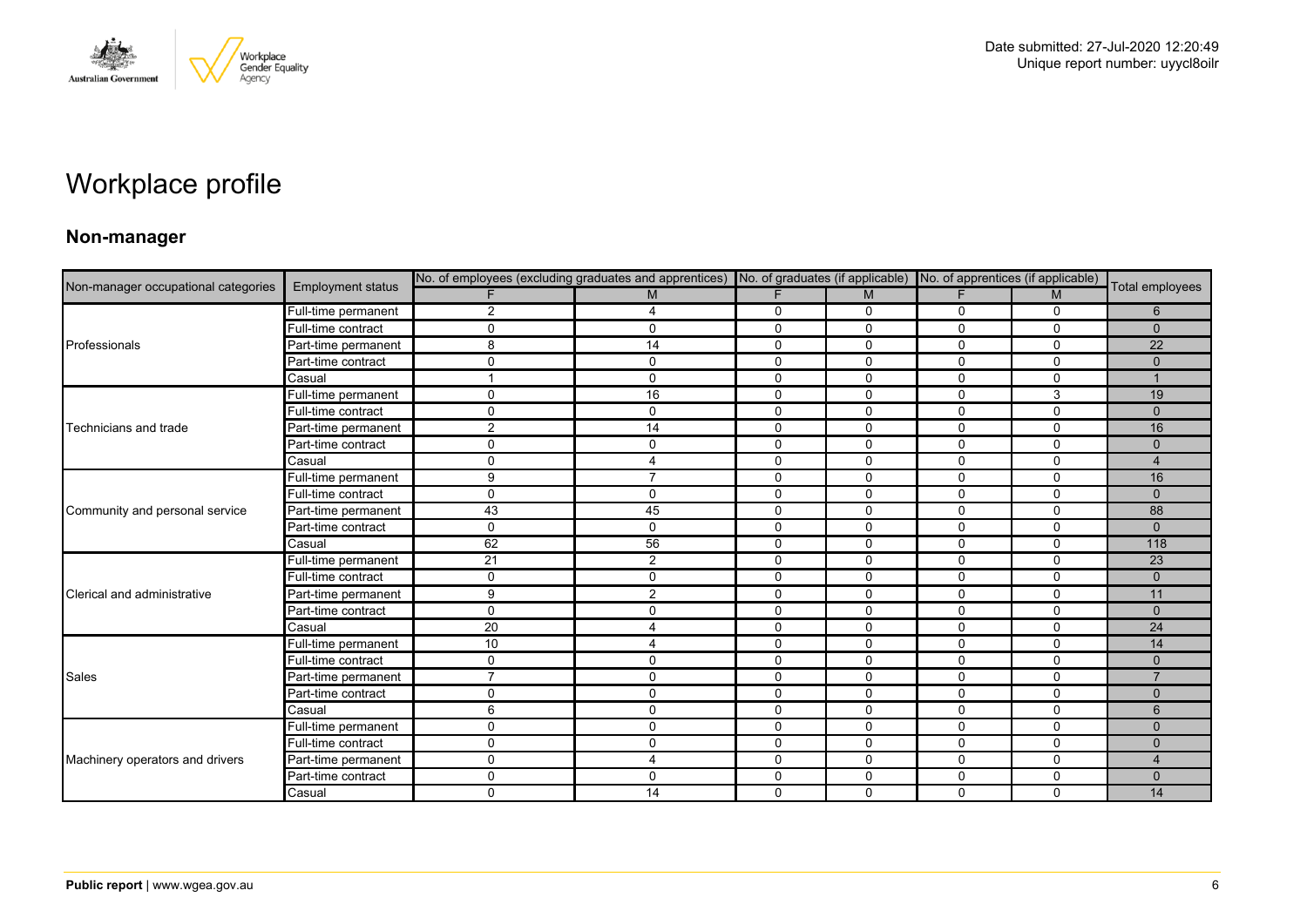# Workplace profile

## Non-manager

| Non-manager occupational categories | Employment status | No. of employees (excluding graduates and apprentices) | | No. of graduates (if applicable) | | No. of apprentices (if applicable) | | Total employees |
|---|---|---|---|---|---|---|---|---|
| | | F | M | F | M | F | M | |
| Professionals | Full-time permanent | 2 | 4 | 0 | 0 | 0 | 0 | 6 |
| | Full-time contract | 0 | 0 | 0 | 0 | 0 | 0 | 0 |
| | Part-time permanent | 8 | 14 | 0 | 0 | 0 | 0 | 22 |
| | Part-time contract | 0 | 0 | 0 | 0 | 0 | 0 | 0 |
| | Casual | 1 | 0 | 0 | 0 | 0 | 0 | 1 |
| Technicians and trade | Full-time permanent | 0 | 16 | 0 | 0 | 0 | 3 | 19 |
| | Full-time contract | 0 | 0 | 0 | 0 | 0 | 0 | 0 |
| | Part-time permanent | 2 | 14 | 0 | 0 | 0 | 0 | 16 |
| | Part-time contract | 0 | 0 | 0 | 0 | 0 | 0 | 0 |
| | Casual | 0 | 4 | 0 | 0 | 0 | 0 | 4 |
| Community and personal service | Full-time permanent | 9 | 7 | 0 | 0 | 0 | 0 | 16 |
| | Full-time contract | 0 | 0 | 0 | 0 | 0 | 0 | 0 |
| | Part-time permanent | 43 | 45 | 0 | 0 | 0 | 0 | 88 |
| | Part-time contract | 0 | 0 | 0 | 0 | 0 | 0 | 0 |
| | Casual | 62 | 56 | 0 | 0 | 0 | 0 | 118 |
| Clerical and administrative | Full-time permanent | 21 | 2 | 0 | 0 | 0 | 0 | 23 |
| | Full-time contract | 0 | 0 | 0 | 0 | 0 | 0 | 0 |
| | Part-time permanent | 9 | 2 | 0 | 0 | 0 | 0 | 11 |
| | Part-time contract | 0 | 0 | 0 | 0 | 0 | 0 | 0 |
| | Casual | 20 | 4 | 0 | 0 | 0 | 0 | 24 |
| Sales | Full-time permanent | 10 | 4 | 0 | 0 | 0 | 0 | 14 |
| | Full-time contract | 0 | 0 | 0 | 0 | 0 | 0 | 0 |
| | Part-time permanent | 7 | 0 | 0 | 0 | 0 | 0 | 7 |
| | Part-time contract | 0 | 0 | 0 | 0 | 0 | 0 | 0 |
| | Casual | 6 | 0 | 0 | 0 | 0 | 0 | 6 |
| Machinery operators and drivers | Full-time permanent | 0 | 0 | 0 | 0 | 0 | 0 | 0 |
| | Full-time contract | 0 | 0 | 0 | 0 | 0 | 0 | 0 |
| | Part-time permanent | 0 | 4 | 0 | 0 | 0 | 0 | 4 |
| | Part-time contract | 0 | 0 | 0 | 0 | 0 | 0 | 0 |
| | Casual | 0 | 14 | 0 | 0 | 0 | 0 | 14 |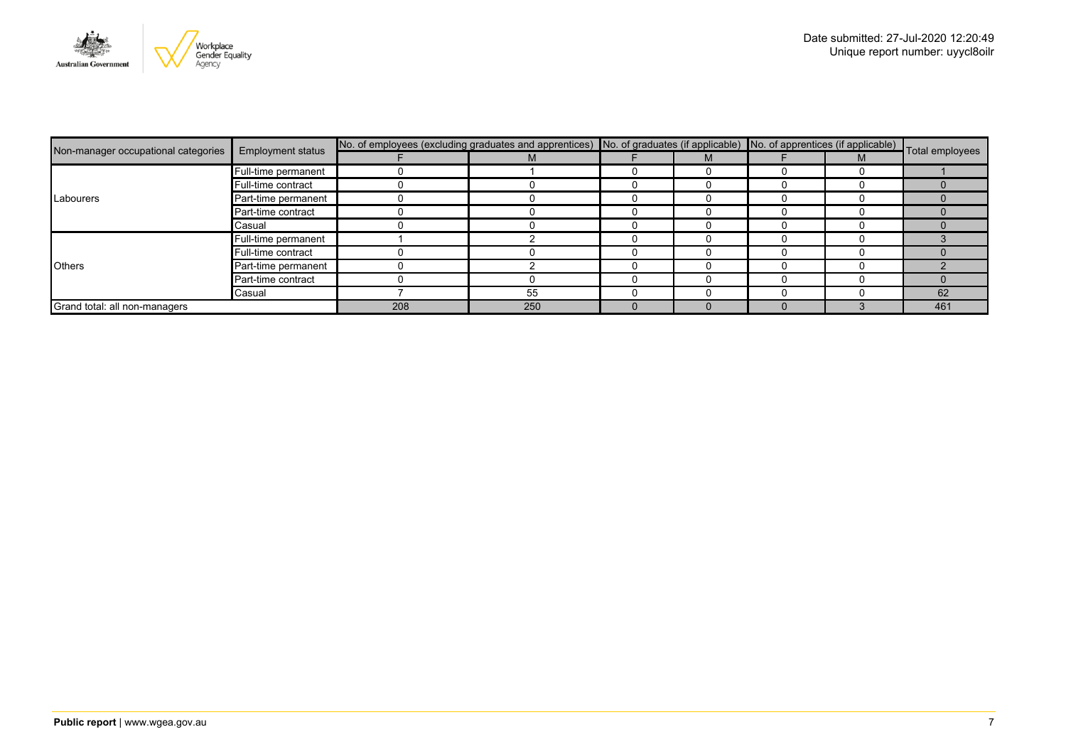| Non-manager occupational categories | Employment status | No. of employees (excluding graduates and apprentices) | | No. of graduates (if applicable) | | No. of apprentices (if applicable) | | Total employees |
|---|---|---|---|---|---|---|---|---|
| | | F | M | F | M | F | M | |
| Labourers | Full-time permanent | 0 | 1 | 0 | 0 | 0 | 0 | 1 |
| | Full-time contract | 0 | 0 | 0 | 0 | 0 | 0 | 0 |
| | Part-time permanent | 0 | 0 | 0 | 0 | 0 | 0 | 0 |
| | Part-time contract | 0 | 0 | 0 | 0 | 0 | 0 | 0 |
| | Casual | 0 | 0 | 0 | 0 | 0 | 0 | 0 |
| Others | Full-time permanent | 1 | 2 | 0 | 0 | 0 | 0 | 3 |
| | Full-time contract | 0 | 0 | 0 | 0 | 0 | 0 | 0 |
| | Part-time permanent | 0 | 2 | 0 | 0 | 0 | 0 | 2 |
| | Part-time contract | 0 | 0 | 0 | 0 | 0 | 0 | 0 |
| | Casual | 7 | 55 | 0 | 0 | 0 | 0 | 62 |
| Grand total: all non-managers | | 208 | 250 | 0 | 0 | 0 | 3 | 461 |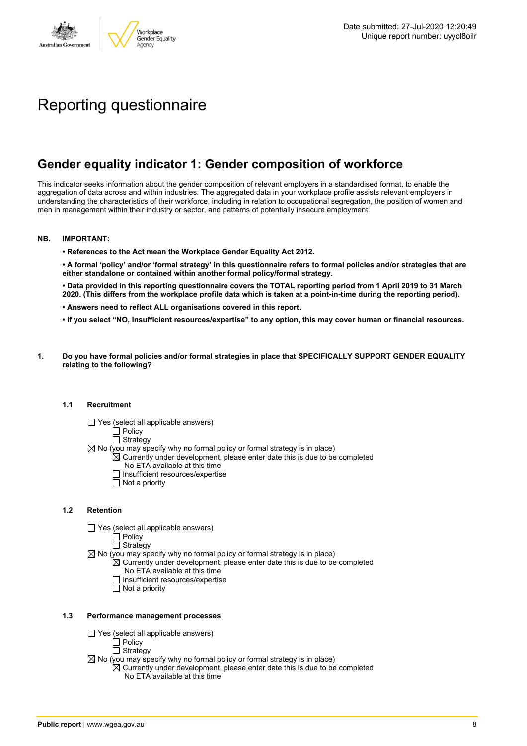Date submitted: 27-Jul-2020 12:20:49
Unique report number: uyycl8oilr

# Reporting questionnaire

## Gender equality indicator 1: Gender composition of workforce

This indicator seeks information about the gender composition of relevant employers in a standardised format, to enable the aggregation of data across and within industries. The aggregated data in your workplace profile assists relevant employers in understanding the characteristics of their workforce, including in relation to occupational segregation, the position of women and men in management within their industry or sector, and patterns of potentially insecure employment.

**NB. IMPORTANT:**

- **References to the Act mean the Workplace Gender Equality Act 2012.**
- **A formal 'policy' and/or 'formal strategy' in this questionnaire refers to formal policies and/or strategies that are either standalone or contained within another formal policy/formal strategy.**
- **Data provided in this reporting questionnaire covers the TOTAL reporting period from 1 April 2019 to 31 March 2020. (This differs from the workplace profile data which is taken at a point-in-time during the reporting period).**
- **Answers need to reflect ALL organisations covered in this report.**
- **If you select "NO, Insufficient resources/expertise" to any option, this may cover human or financial resources.**

**1. Do you have formal policies and/or formal strategies in place that SPECIFICALLY SUPPORT GENDER EQUALITY relating to the following?**

**1.1 Recruitment**

☐ Yes (select all applicable answers)
  ☐ Policy
  ☐ Strategy
☒ No (you may specify why no formal policy or formal strategy is in place)
  ☒ Currently under development, please enter date this is due to be completed
   No ETA available at this time
  ☐ Insufficient resources/expertise
  ☐ Not a priority

**1.2 Retention**

☐ Yes (select all applicable answers)
  ☐ Policy
  ☐ Strategy
☒ No (you may specify why no formal policy or formal strategy is in place)
  ☒ Currently under development, please enter date this is due to be completed
   No ETA available at this time
  ☐ Insufficient resources/expertise
  ☐ Not a priority

**1.3 Performance management processes**

☐ Yes (select all applicable answers)
  ☐ Policy
  ☐ Strategy
☒ No (you may specify why no formal policy or formal strategy is in place)
  ☒ Currently under development, please enter date this is due to be completed
   No ETA available at this time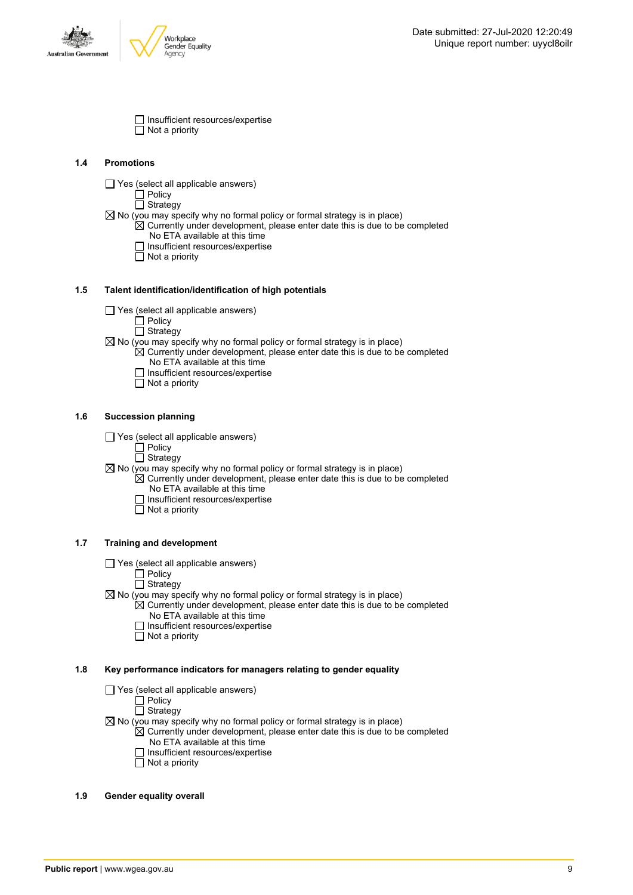- ☐ Insufficient resources/expertise
- ☐ Not a priority

### 1.4 Promotions

- ☐ Yes (select all applicable answers)
  - ☐ Policy
  - ☐ Strategy
- ☒ No (you may specify why no formal policy or formal strategy is in place)
  - ☒ Currently under development, please enter date this is due to be completed
    No ETA available at this time
  - ☐ Insufficient resources/expertise
  - ☐ Not a priority

### 1.5 Talent identification/identification of high potentials

- ☐ Yes (select all applicable answers)
  - ☐ Policy
  - ☐ Strategy
- ☒ No (you may specify why no formal policy or formal strategy is in place)
  - ☒ Currently under development, please enter date this is due to be completed
    No ETA available at this time
  - ☐ Insufficient resources/expertise
  - ☐ Not a priority

### 1.6 Succession planning

- ☐ Yes (select all applicable answers)
  - ☐ Policy
  - ☐ Strategy
- ☒ No (you may specify why no formal policy or formal strategy is in place)
  - ☒ Currently under development, please enter date this is due to be completed
    No ETA available at this time
  - ☐ Insufficient resources/expertise
  - ☐ Not a priority

### 1.7 Training and development

- ☐ Yes (select all applicable answers)
  - ☐ Policy
  - ☐ Strategy
- ☒ No (you may specify why no formal policy or formal strategy is in place)
  - ☒ Currently under development, please enter date this is due to be completed
    No ETA available at this time
  - ☐ Insufficient resources/expertise
  - ☐ Not a priority

### 1.8 Key performance indicators for managers relating to gender equality

- ☐ Yes (select all applicable answers)
  - ☐ Policy
  - ☐ Strategy
- ☒ No (you may specify why no formal policy or formal strategy is in place)
  - ☒ Currently under development, please enter date this is due to be completed
    No ETA available at this time
  - ☐ Insufficient resources/expertise
  - ☐ Not a priority

### 1.9 Gender equality overall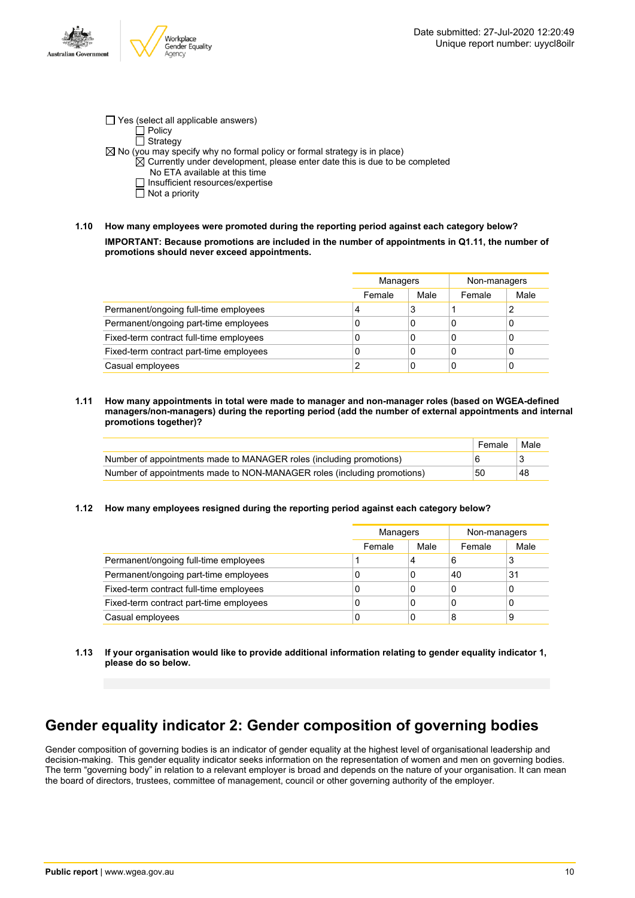☐ Yes (select all applicable answers)
  ☐ Policy
  ☐ Strategy
☒ No (you may specify why no formal policy or formal strategy is in place)
  ☒ Currently under development, please enter date this is due to be completed
  No ETA available at this time
  ☐ Insufficient resources/expertise
  ☐ Not a priority

**1.10 How many employees were promoted during the reporting period against each category below?**

**IMPORTANT: Because promotions are included in the number of appointments in Q1.11, the number of promotions should never exceed appointments.**

| | Managers | | Non-managers | |
|---|---|---|---|---|
| | Female | Male | Female | Male |
| Permanent/ongoing full-time employees | 4 | 3 | 1 | 2 |
| Permanent/ongoing part-time employees | 0 | 0 | 0 | 0 |
| Fixed-term contract full-time employees | 0 | 0 | 0 | 0 |
| Fixed-term contract part-time employees | 0 | 0 | 0 | 0 |
| Casual employees | 2 | 0 | 0 | 0 |

**1.11 How many appointments in total were made to manager and non-manager roles (based on WGEA-defined managers/non-managers) during the reporting period (add the number of external appointments and internal promotions together)?**

| | Female | Male |
|---|---|---|
| Number of appointments made to MANAGER roles (including promotions) | 6 | 3 |
| Number of appointments made to NON-MANAGER roles (including promotions) | 50 | 48 |

**1.12 How many employees resigned during the reporting period against each category below?**

| | Managers | | Non-managers | |
|---|---|---|---|---|
| | Female | Male | Female | Male |
| Permanent/ongoing full-time employees | 1 | 4 | 6 | 3 |
| Permanent/ongoing part-time employees | 0 | 0 | 40 | 31 |
| Fixed-term contract full-time employees | 0 | 0 | 0 | 0 |
| Fixed-term contract part-time employees | 0 | 0 | 0 | 0 |
| Casual employees | 0 | 0 | 8 | 9 |

**1.13 If your organisation would like to provide additional information relating to gender equality indicator 1, please do so below.**

# Gender equality indicator 2: Gender composition of governing bodies

Gender composition of governing bodies is an indicator of gender equality at the highest level of organisational leadership and decision-making. This gender equality indicator seeks information on the representation of women and men on governing bodies. The term "governing body" in relation to a relevant employer is broad and depends on the nature of your organisation. It can mean the board of directors, trustees, committee of management, council or other governing authority of the employer.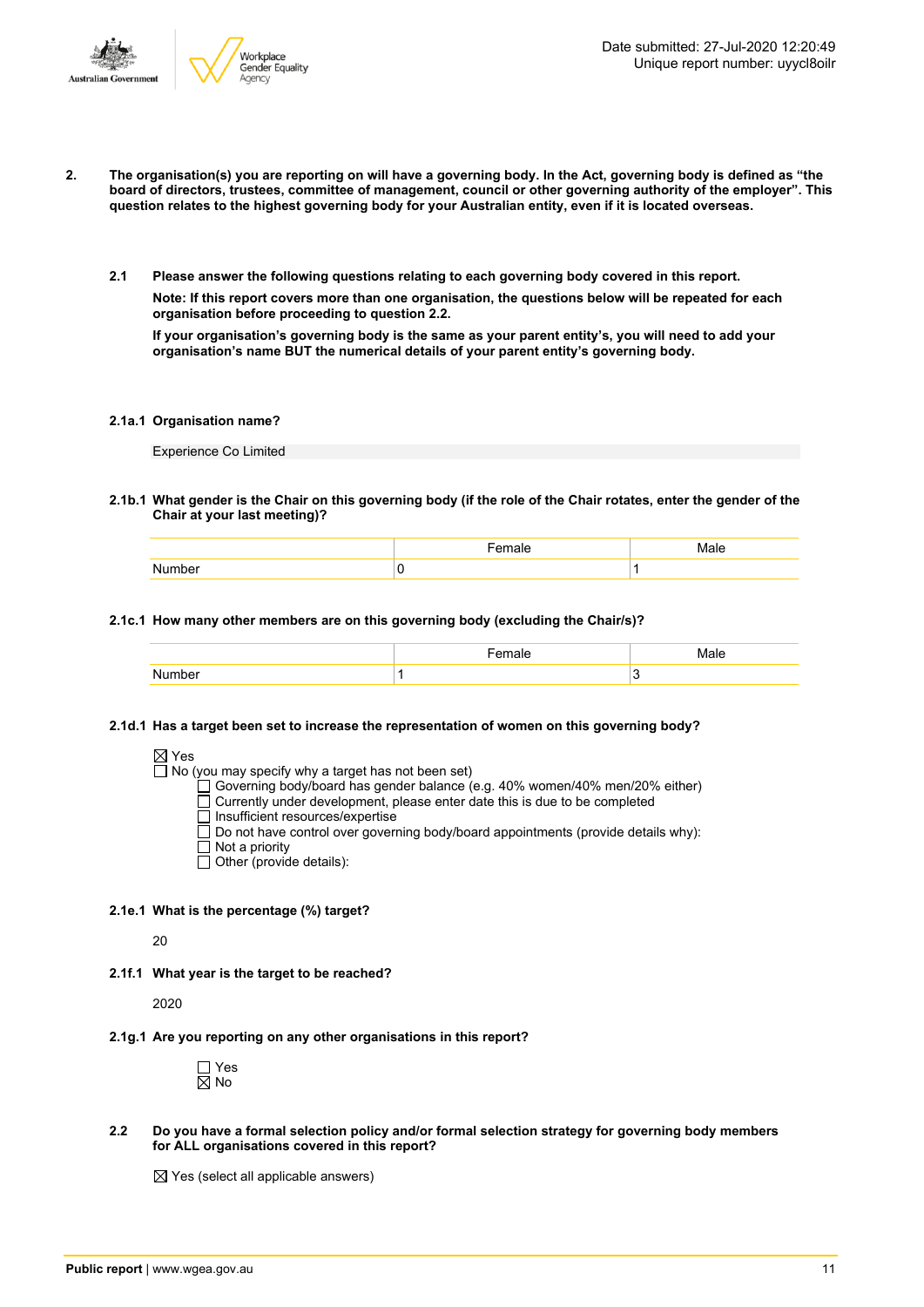**2. The organisation(s) you are reporting on will have a governing body. In the Act, governing body is defined as "the board of directors, trustees, committee of management, council or other governing authority of the employer". This question relates to the highest governing body for your Australian entity, even if it is located overseas.**

**2.1 Please answer the following questions relating to each governing body covered in this report.**

**Note: If this report covers more than one organisation, the questions below will be repeated for each organisation before proceeding to question 2.2.**

**If your organisation's governing body is the same as your parent entity's, you will need to add your organisation's name BUT the numerical details of your parent entity's governing body.**

**2.1a.1 Organisation name?**

Experience Co Limited

**2.1b.1 What gender is the Chair on this governing body (if the role of the Chair rotates, enter the gender of the Chair at your last meeting)?**

| | Female | Male |
|---|---|---|
| Number | 0 | 1 |

**2.1c.1 How many other members are on this governing body (excluding the Chair/s)?**

| | Female | Male |
|---|---|---|
| Number | 1 | 3 |

**2.1d.1 Has a target been set to increase the representation of women on this governing body?**

☒ Yes
☐ No (you may specify why a target has not been set)
- ☐ Governing body/board has gender balance (e.g. 40% women/40% men/20% either)
- ☐ Currently under development, please enter date this is due to be completed
- ☐ Insufficient resources/expertise
- ☐ Do not have control over governing body/board appointments (provide details why):
- ☐ Not a priority
- ☐ Other (provide details):

**2.1e.1 What is the percentage (%) target?**

20

**2.1f.1 What year is the target to be reached?**

2020

**2.1g.1 Are you reporting on any other organisations in this report?**

☐ Yes
☒ No

**2.2 Do you have a formal selection policy and/or formal selection strategy for governing body members for ALL organisations covered in this report?**

☒ Yes (select all applicable answers)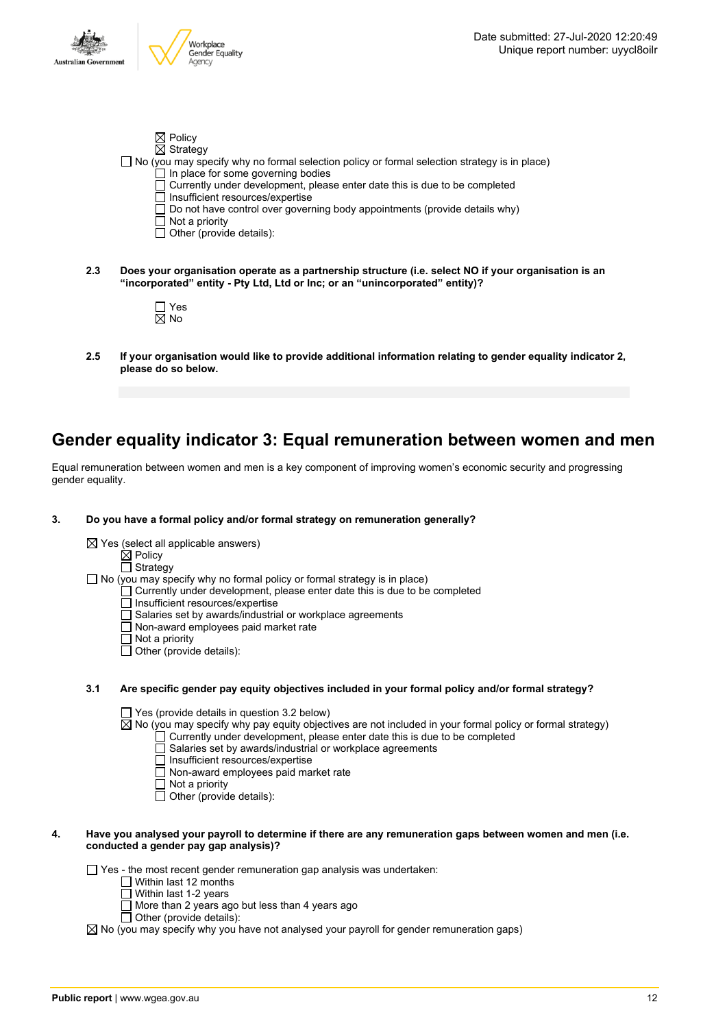- ☒ Policy
- ☒ Strategy

☐ No (you may specify why no formal selection policy or formal selection strategy is in place)

- ☐ In place for some governing bodies
- ☐ Currently under development, please enter date this is due to be completed
- ☐ Insufficient resources/expertise
- ☐ Do not have control over governing body appointments (provide details why)
- ☐ Not a priority
- ☐ Other (provide details):

**2.3 Does your organisation operate as a partnership structure (i.e. select NO if your organisation is an "incorporated" entity - Pty Ltd, Ltd or Inc; or an "unincorporated" entity)?**

- ☐ Yes
- ☒ No

**2.5 If your organisation would like to provide additional information relating to gender equality indicator 2, please do so below.**

## Gender equality indicator 3: Equal remuneration between women and men

Equal remuneration between women and men is a key component of improving women's economic security and progressing gender equality.

**3. Do you have a formal policy and/or formal strategy on remuneration generally?**

☒ Yes (select all applicable answers)

- ☒ Policy
- ☐ Strategy

☐ No (you may specify why no formal policy or formal strategy is in place)

- ☐ Currently under development, please enter date this is due to be completed
- ☐ Insufficient resources/expertise
- ☐ Salaries set by awards/industrial or workplace agreements
- ☐ Non-award employees paid market rate
- ☐ Not a priority
- ☐ Other (provide details):

**3.1 Are specific gender pay equity objectives included in your formal policy and/or formal strategy?**

☐ Yes (provide details in question 3.2 below)

☒ No (you may specify why pay equity objectives are not included in your formal policy or formal strategy)

- ☐ Currently under development, please enter date this is due to be completed
- ☐ Salaries set by awards/industrial or workplace agreements
- ☐ Insufficient resources/expertise
- ☐ Non-award employees paid market rate
- ☐ Not a priority
- ☐ Other (provide details):

**4. Have you analysed your payroll to determine if there are any remuneration gaps between women and men (i.e. conducted a gender pay gap analysis)?**

☐ Yes - the most recent gender remuneration gap analysis was undertaken:

- ☐ Within last 12 months
- ☐ Within last 1-2 years
- ☐ More than 2 years ago but less than 4 years ago
- ☐ Other (provide details):

☒ No (you may specify why you have not analysed your payroll for gender remuneration gaps)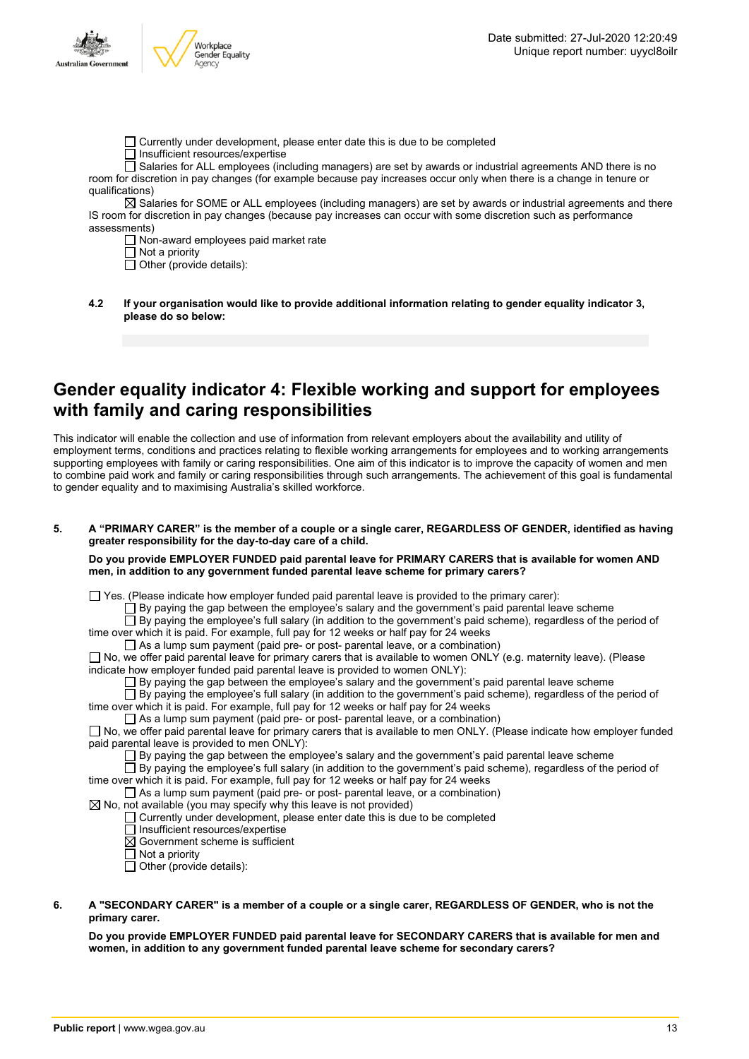- ☐ Currently under development, please enter date this is due to be completed
- ☐ Insufficient resources/expertise
- ☐ Salaries for ALL employees (including managers) are set by awards or industrial agreements AND there is no room for discretion in pay changes (for example because pay increases occur only when there is a change in tenure or qualifications)
- ☒ Salaries for SOME or ALL employees (including managers) are set by awards or industrial agreements and there IS room for discretion in pay changes (because pay increases can occur with some discretion such as performance assessments)
- ☐ Non-award employees paid market rate
- ☐ Not a priority
- ☐ Other (provide details):

**4.2 If your organisation would like to provide additional information relating to gender equality indicator 3, please do so below:**

## Gender equality indicator 4: Flexible working and support for employees with family and caring responsibilities

This indicator will enable the collection and use of information from relevant employers about the availability and utility of employment terms, conditions and practices relating to flexible working arrangements for employees and to working arrangements supporting employees with family or caring responsibilities. One aim of this indicator is to improve the capacity of women and men to combine paid work and family or caring responsibilities through such arrangements. The achievement of this goal is fundamental to gender equality and to maximising Australia's skilled workforce.

**5. A "PRIMARY CARER" is the member of a couple or a single carer, REGARDLESS OF GENDER, identified as having greater responsibility for the day-to-day care of a child.**

**Do you provide EMPLOYER FUNDED paid parental leave for PRIMARY CARERS that is available for women AND men, in addition to any government funded parental leave scheme for primary carers?**

- ☐ Yes. (Please indicate how employer funded paid parental leave is provided to the primary carer):
  - ☐ By paying the gap between the employee's salary and the government's paid parental leave scheme
  - ☐ By paying the employee's full salary (in addition to the government's paid scheme), regardless of the period of time over which it is paid. For example, full pay for 12 weeks or half pay for 24 weeks
  - ☐ As a lump sum payment (paid pre- or post- parental leave, or a combination)
- ☐ No, we offer paid parental leave for primary carers that is available to women ONLY (e.g. maternity leave). (Please indicate how employer funded paid parental leave is provided to women ONLY):
  - ☐ By paying the gap between the employee's salary and the government's paid parental leave scheme
  - ☐ By paying the employee's full salary (in addition to the government's paid scheme), regardless of the period of time over which it is paid. For example, full pay for 12 weeks or half pay for 24 weeks
  - ☐ As a lump sum payment (paid pre- or post- parental leave, or a combination)
- ☐ No, we offer paid parental leave for primary carers that is available to men ONLY. (Please indicate how employer funded paid parental leave is provided to men ONLY):
  - ☐ By paying the gap between the employee's salary and the government's paid parental leave scheme
  - ☐ By paying the employee's full salary (in addition to the government's paid scheme), regardless of the period of time over which it is paid. For example, full pay for 12 weeks or half pay for 24 weeks
  - ☐ As a lump sum payment (paid pre- or post- parental leave, or a combination)
- ☒ No, not available (you may specify why this leave is not provided)
  - ☐ Currently under development, please enter date this is due to be completed
  - ☐ Insufficient resources/expertise
  - ☒ Government scheme is sufficient
  - ☐ Not a priority
  - ☐ Other (provide details):

**6. A "SECONDARY CARER" is a member of a couple or a single carer, REGARDLESS OF GENDER, who is not the primary carer.**

**Do you provide EMPLOYER FUNDED paid parental leave for SECONDARY CARERS that is available for men and women, in addition to any government funded parental leave scheme for secondary carers?**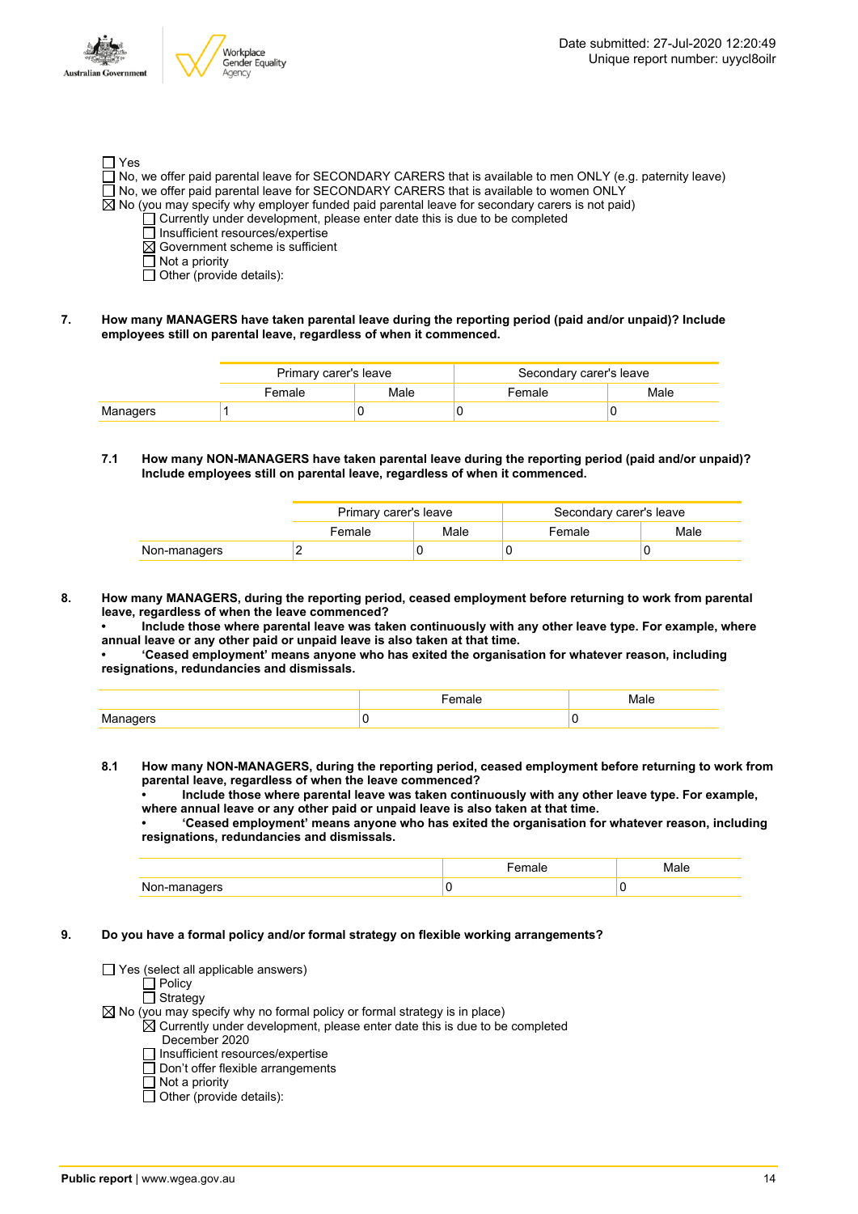- ☐ Yes
- ☐ No, we offer paid parental leave for SECONDARY CARERS that is available to men ONLY (e.g. paternity leave)
- ☐ No, we offer paid parental leave for SECONDARY CARERS that is available to women ONLY
- ☒ No (you may specify why employer funded paid parental leave for secondary carers is not paid)
  - ☐ Currently under development, please enter date this is due to be completed
  - ☐ Insufficient resources/expertise
  - ☒ Government scheme is sufficient
  - ☐ Not a priority
  - ☐ Other (provide details):

**7. How many MANAGERS have taken parental leave during the reporting period (paid and/or unpaid)? Include employees still on parental leave, regardless of when it commenced.**

| | Primary carer's leave | | Secondary carer's leave | |
|---|---|---|---|---|
| | Female | Male | Female | Male |
| Managers | 1 | 0 | 0 | 0 |

**7.1 How many NON-MANAGERS have taken parental leave during the reporting period (paid and/or unpaid)? Include employees still on parental leave, regardless of when it commenced.**

| | Primary carer's leave | | Secondary carer's leave | |
|---|---|---|---|---|
| | Female | Male | Female | Male |
| Non-managers | 2 | 0 | 0 | 0 |

**8. How many MANAGERS, during the reporting period, ceased employment before returning to work from parental leave, regardless of when the leave commenced?**
**• Include those where parental leave was taken continuously with any other leave type. For example, where annual leave or any other paid or unpaid leave is also taken at that time.**
**• 'Ceased employment' means anyone who has exited the organisation for whatever reason, including resignations, redundancies and dismissals.**

| | Female | Male |
|---|---|---|
| Managers | 0 | 0 |

**8.1 How many NON-MANAGERS, during the reporting period, ceased employment before returning to work from parental leave, regardless of when the leave commenced?**
**• Include those where parental leave was taken continuously with any other leave type. For example, where annual leave or any other paid or unpaid leave is also taken at that time.**
**• 'Ceased employment' means anyone who has exited the organisation for whatever reason, including resignations, redundancies and dismissals.**

| | Female | Male |
|---|---|---|
| Non-managers | 0 | 0 |

**9. Do you have a formal policy and/or formal strategy on flexible working arrangements?**

- ☐ Yes (select all applicable answers)
  - ☐ Policy
  - ☐ Strategy
- ☒ No (you may specify why no formal policy or formal strategy is in place)
  - ☒ Currently under development, please enter date this is due to be completed
    December 2020
  - ☐ Insufficient resources/expertise
  - ☐ Don't offer flexible arrangements
  - ☐ Not a priority
  - ☐ Other (provide details):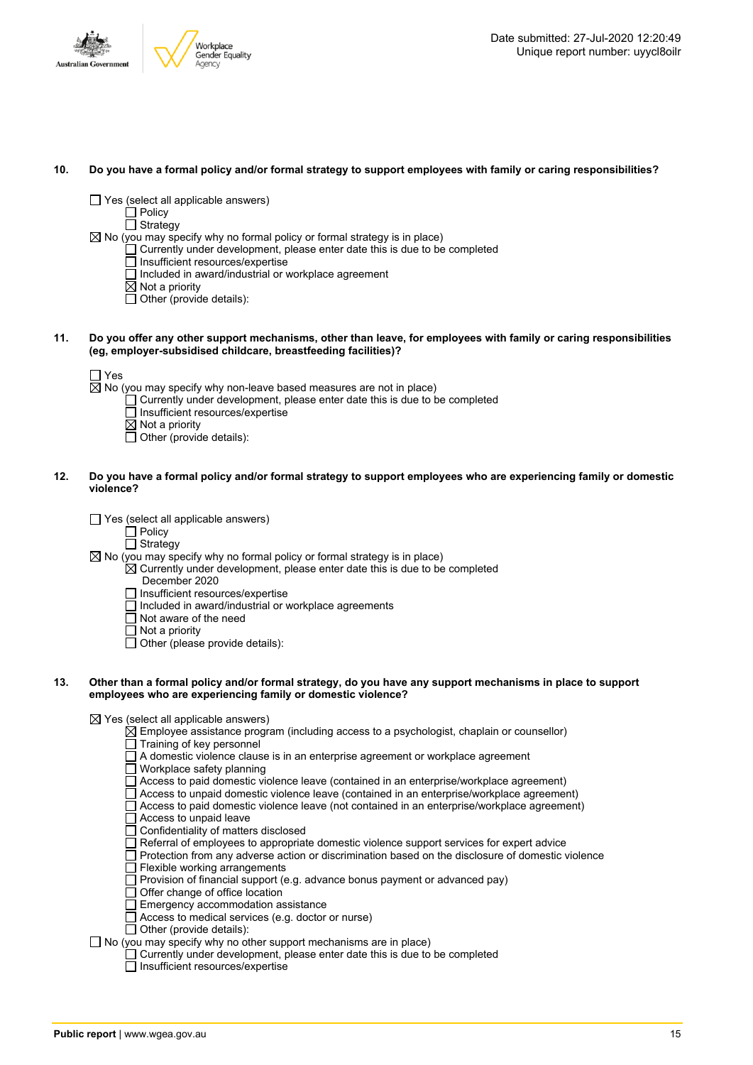**10. Do you have a formal policy and/or formal strategy to support employees with family or caring responsibilities?**

- ☐ Yes (select all applicable answers)
  - ☐ Policy
  - ☐ Strategy
- ☒ No (you may specify why no formal policy or formal strategy is in place)
  - ☐ Currently under development, please enter date this is due to be completed
  - ☐ Insufficient resources/expertise
  - ☐ Included in award/industrial or workplace agreement
  - ☒ Not a priority
  - ☐ Other (provide details):

**11. Do you offer any other support mechanisms, other than leave, for employees with family or caring responsibilities (eg, employer-subsidised childcare, breastfeeding facilities)?**

- ☐ Yes
- ☒ No (you may specify why non-leave based measures are not in place)
  - ☐ Currently under development, please enter date this is due to be completed
  - ☐ Insufficient resources/expertise
  - ☒ Not a priority
  - ☐ Other (provide details):

**12. Do you have a formal policy and/or formal strategy to support employees who are experiencing family or domestic violence?**

- ☐ Yes (select all applicable answers)
  - ☐ Policy
  - ☐ Strategy
- ☒ No (you may specify why no formal policy or formal strategy is in place)
  - ☒ Currently under development, please enter date this is due to be completed
    December 2020
  - ☐ Insufficient resources/expertise
  - ☐ Included in award/industrial or workplace agreements
  - ☐ Not aware of the need
  - ☐ Not a priority
  - ☐ Other (please provide details):

**13. Other than a formal policy and/or formal strategy, do you have any support mechanisms in place to support employees who are experiencing family or domestic violence?**

- ☒ Yes (select all applicable answers)
  - ☒ Employee assistance program (including access to a psychologist, chaplain or counsellor)
  - ☐ Training of key personnel
  - ☐ A domestic violence clause is in an enterprise agreement or workplace agreement
  - ☐ Workplace safety planning
  - ☐ Access to paid domestic violence leave (contained in an enterprise/workplace agreement)
  - ☐ Access to unpaid domestic violence leave (contained in an enterprise/workplace agreement)
  - ☐ Access to paid domestic violence leave (not contained in an enterprise/workplace agreement)
  - ☐ Access to unpaid leave
  - ☐ Confidentiality of matters disclosed
  - ☐ Referral of employees to appropriate domestic violence support services for expert advice
  - ☐ Protection from any adverse action or discrimination based on the disclosure of domestic violence
  - ☐ Flexible working arrangements
  - ☐ Provision of financial support (e.g. advance bonus payment or advanced pay)
  - ☐ Offer change of office location
  - ☐ Emergency accommodation assistance
  - ☐ Access to medical services (e.g. doctor or nurse)
  - ☐ Other (provide details):
- ☐ No (you may specify why no other support mechanisms are in place)
  - ☐ Currently under development, please enter date this is due to be completed
  - ☐ Insufficient resources/expertise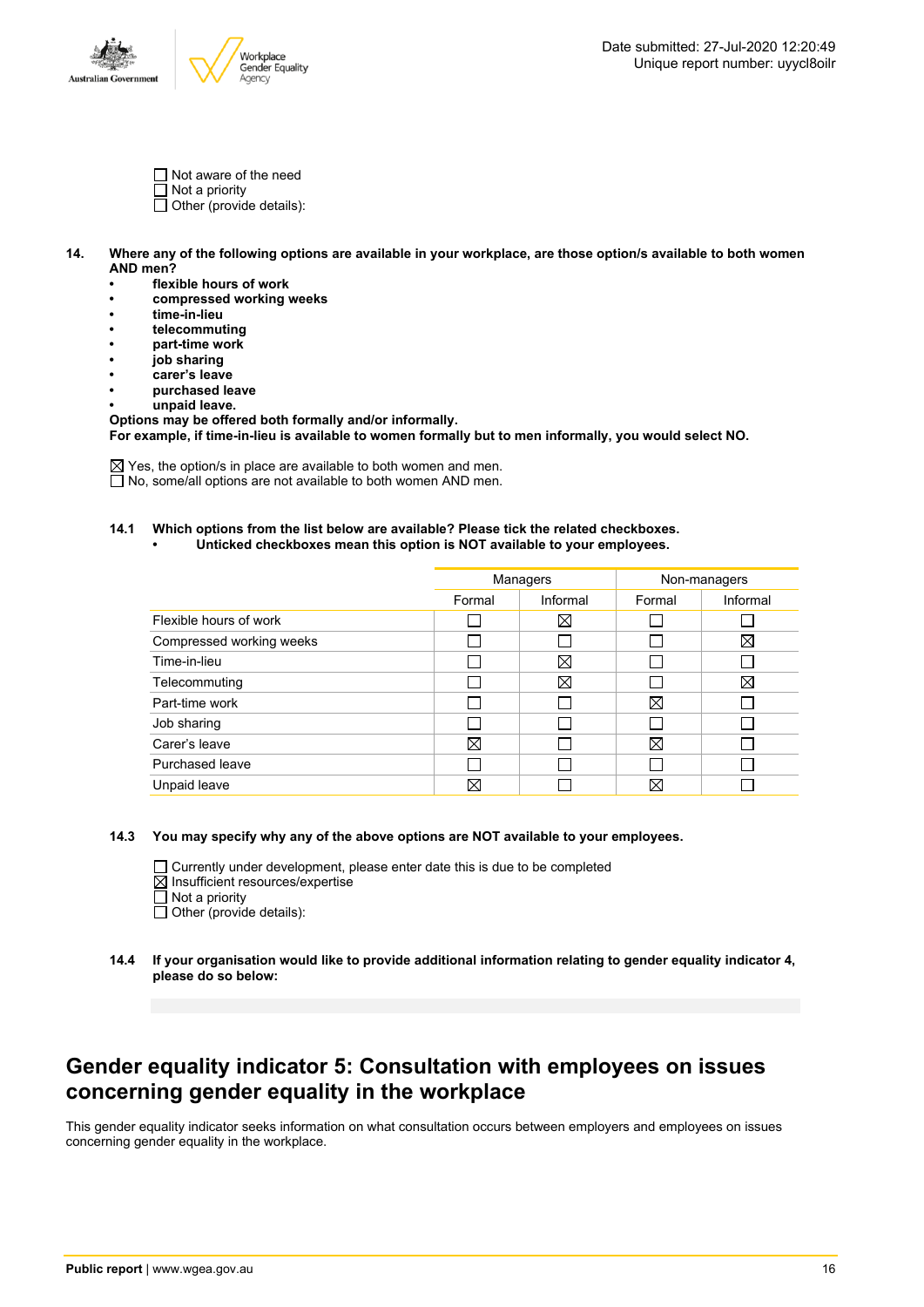- ☐ Not aware of the need
- ☐ Not a priority
- ☐ Other (provide details):

**14. Where any of the following options are available in your workplace, are those option/s available to both women AND men?**
- **flexible hours of work**
- **compressed working weeks**
- **time-in-lieu**
- **telecommuting**
- **part-time work**
- **job sharing**
- **carer's leave**
- **purchased leave**
- **unpaid leave.**

**Options may be offered both formally and/or informally.**
**For example, if time-in-lieu is available to women formally but to men informally, you would select NO.**

- ☒ Yes, the option/s in place are available to both women and men.
- ☐ No, some/all options are not available to both women AND men.

**14.1 Which options from the list below are available? Please tick the related checkboxes.**
- **Unticked checkboxes mean this option is NOT available to your employees.**

| | Managers | | Non-managers | |
|---|---|---|---|---|
| | Formal | Informal | Formal | Informal |
| Flexible hours of work | ☐ | ☒ | ☐ | ☐ |
| Compressed working weeks | ☐ | ☐ | ☐ | ☒ |
| Time-in-lieu | ☐ | ☒ | ☐ | ☐ |
| Telecommuting | ☐ | ☒ | ☐ | ☒ |
| Part-time work | ☐ | ☐ | ☒ | ☐ |
| Job sharing | ☐ | ☐ | ☐ | ☐ |
| Carer's leave | ☒ | ☐ | ☒ | ☐ |
| Purchased leave | ☐ | ☐ | ☐ | ☐ |
| Unpaid leave | ☒ | ☐ | ☒ | ☐ |

**14.3 You may specify why any of the above options are NOT available to your employees.**

- ☐ Currently under development, please enter date this is due to be completed
- ☒ Insufficient resources/expertise
- ☐ Not a priority
- ☐ Other (provide details):

**14.4 If your organisation would like to provide additional information relating to gender equality indicator 4, please do so below:**

# Gender equality indicator 5: Consultation with employees on issues concerning gender equality in the workplace

This gender equality indicator seeks information on what consultation occurs between employers and employees on issues concerning gender equality in the workplace.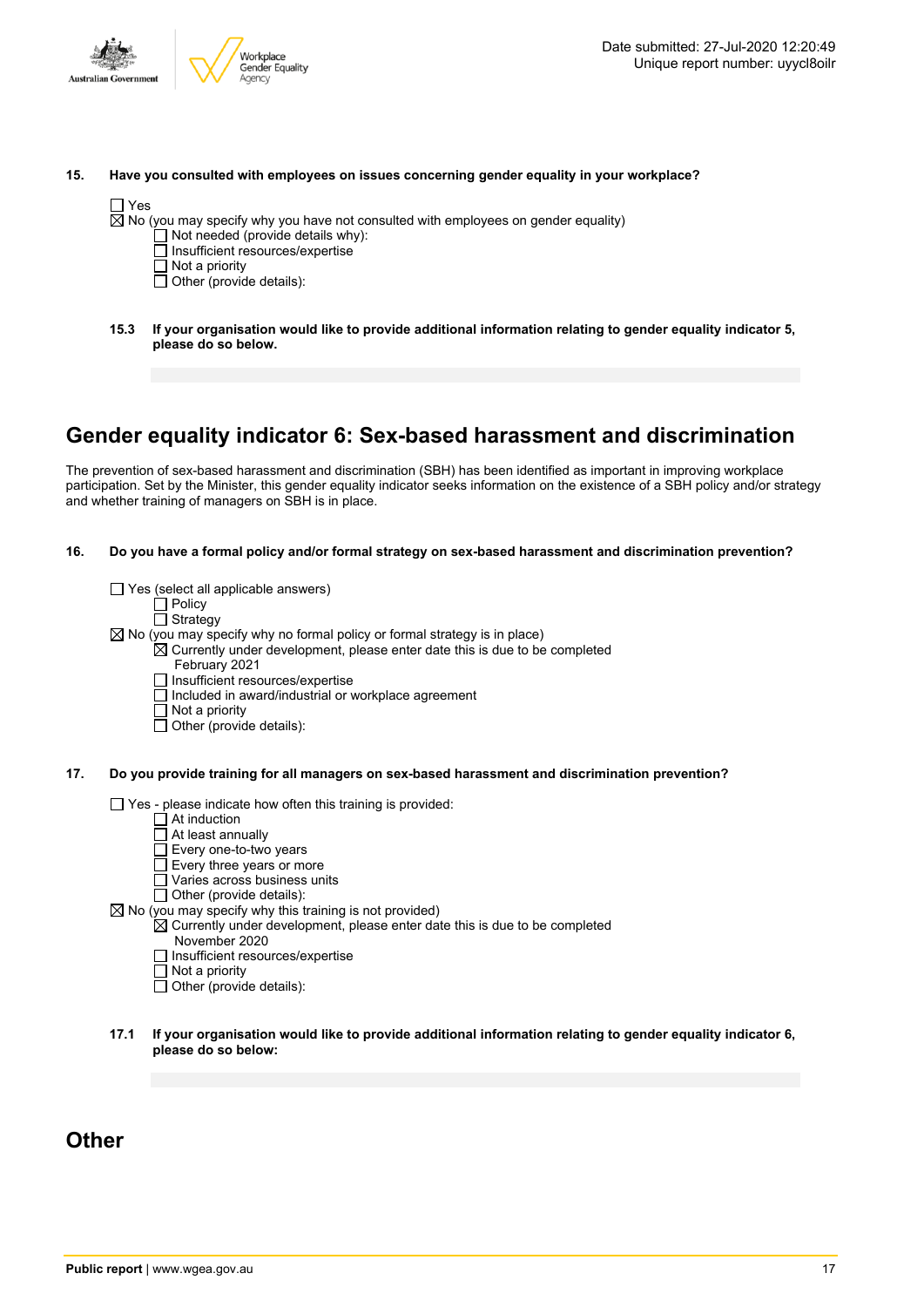**15. Have you consulted with employees on issues concerning gender equality in your workplace?**

- ☐ Yes
- ☒ No (you may specify why you have not consulted with employees on gender equality)
  - ☐ Not needed (provide details why):
  - ☐ Insufficient resources/expertise
  - ☐ Not a priority
  - ☐ Other (provide details):

**15.3 If your organisation would like to provide additional information relating to gender equality indicator 5, please do so below.**

## Gender equality indicator 6: Sex-based harassment and discrimination

The prevention of sex-based harassment and discrimination (SBH) has been identified as important in improving workplace participation. Set by the Minister, this gender equality indicator seeks information on the existence of a SBH policy and/or strategy and whether training of managers on SBH is in place.

**16. Do you have a formal policy and/or formal strategy on sex-based harassment and discrimination prevention?**

- ☐ Yes (select all applicable answers)
  - ☐ Policy
  - ☐ Strategy
- ☒ No (you may specify why no formal policy or formal strategy is in place)
  - ☒ Currently under development, please enter date this is due to be completed
    February 2021
  - ☐ Insufficient resources/expertise
  - ☐ Included in award/industrial or workplace agreement
  - ☐ Not a priority
  - ☐ Other (provide details):

**17. Do you provide training for all managers on sex-based harassment and discrimination prevention?**

- ☐ Yes - please indicate how often this training is provided:
  - ☐ At induction
  - ☐ At least annually
  - ☐ Every one-to-two years
  - ☐ Every three years or more
  - ☐ Varies across business units
  - ☐ Other (provide details):
- ☒ No (you may specify why this training is not provided)
  - ☒ Currently under development, please enter date this is due to be completed
    November 2020
  - ☐ Insufficient resources/expertise
  - ☐ Not a priority
  - ☐ Other (provide details):

**17.1 If your organisation would like to provide additional information relating to gender equality indicator 6, please do so below:**

## Other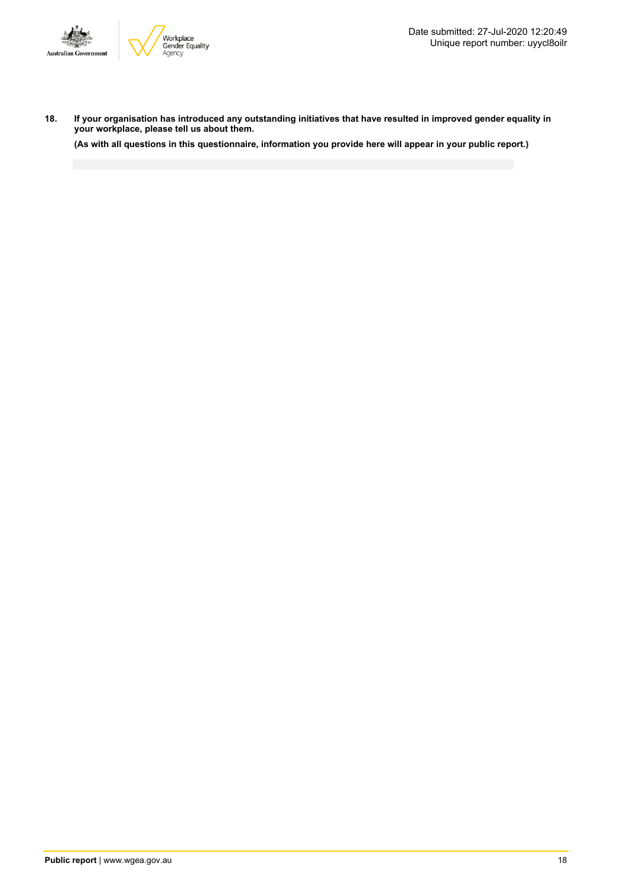**18. If your organisation has introduced any outstanding initiatives that have resulted in improved gender equality in your workplace, please tell us about them.**

**(As with all questions in this questionnaire, information you provide here will appear in your public report.)**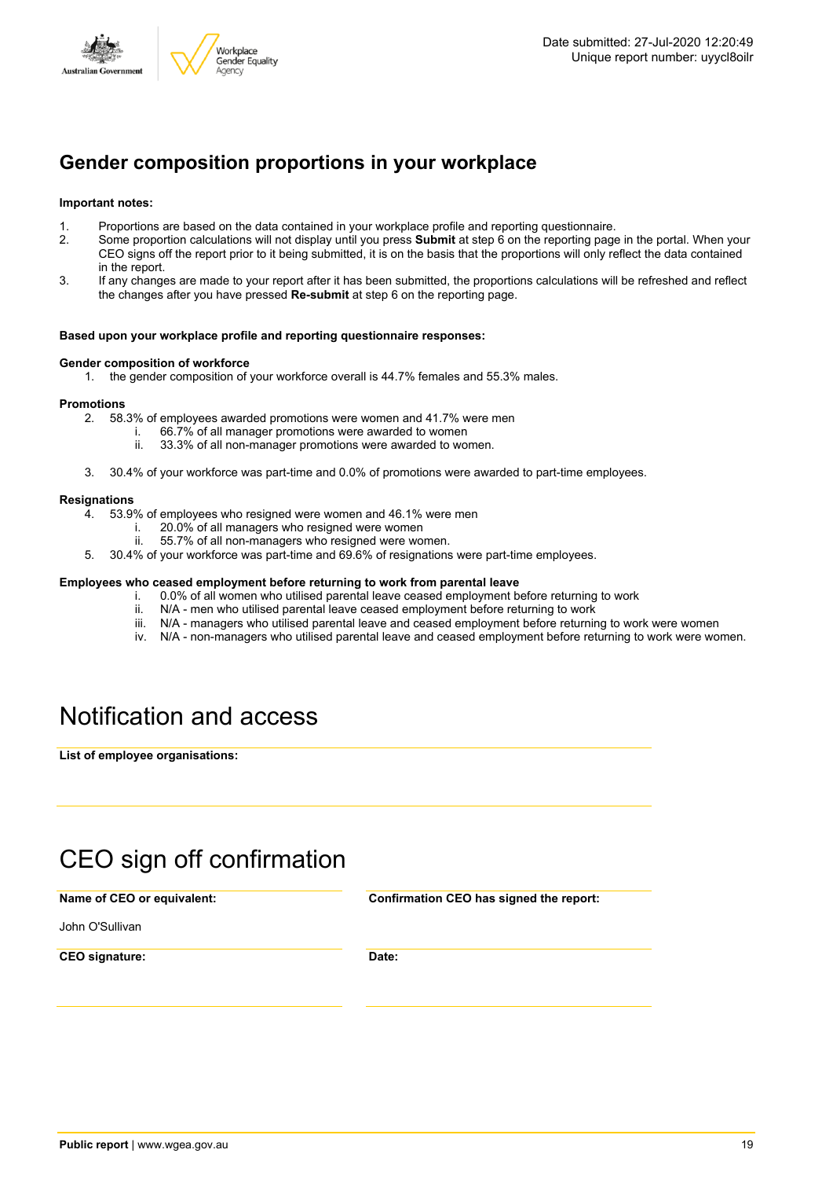Date submitted: 27-Jul-2020 12:20:49
Unique report number: uyycl8oilr

## Gender composition proportions in your workplace

**Important notes:**

1. Proportions are based on the data contained in your workplace profile and reporting questionnaire.
2. Some proportion calculations will not display until you press **Submit** at step 6 on the reporting page in the portal. When your CEO signs off the report prior to it being submitted, it is on the basis that the proportions will only reflect the data contained in the report.
3. If any changes are made to your report after it has been submitted, the proportions calculations will be refreshed and reflect the changes after you have pressed **Re-submit** at step 6 on the reporting page.

**Based upon your workplace profile and reporting questionnaire responses:**

**Gender composition of workforce**

1. the gender composition of your workforce overall is 44.7% females and 55.3% males.

**Promotions**

2. 58.3% of employees awarded promotions were women and 41.7% were men
   i. 66.7% of all manager promotions were awarded to women
   ii. 33.3% of all non-manager promotions were awarded to women.

3. 30.4% of your workforce was part-time and 0.0% of promotions were awarded to part-time employees.

**Resignations**

4. 53.9% of employees who resigned were women and 46.1% were men
   i. 20.0% of all managers who resigned were women
   ii. 55.7% of all non-managers who resigned were women.
5. 30.4% of your workforce was part-time and 69.6% of resignations were part-time employees.

**Employees who ceased employment before returning to work from parental leave**

i. 0.0% of all women who utilised parental leave ceased employment before returning to work
ii. N/A - men who utilised parental leave ceased employment before returning to work
iii. N/A - managers who utilised parental leave and ceased employment before returning to work were women
iv. N/A - non-managers who utilised parental leave and ceased employment before returning to work were women.

# Notification and access

**List of employee organisations:**

# CEO sign off confirmation

**Name of CEO or equivalent:**

John O'Sullivan

**Confirmation CEO has signed the report:**

**CEO signature:**

**Date:**